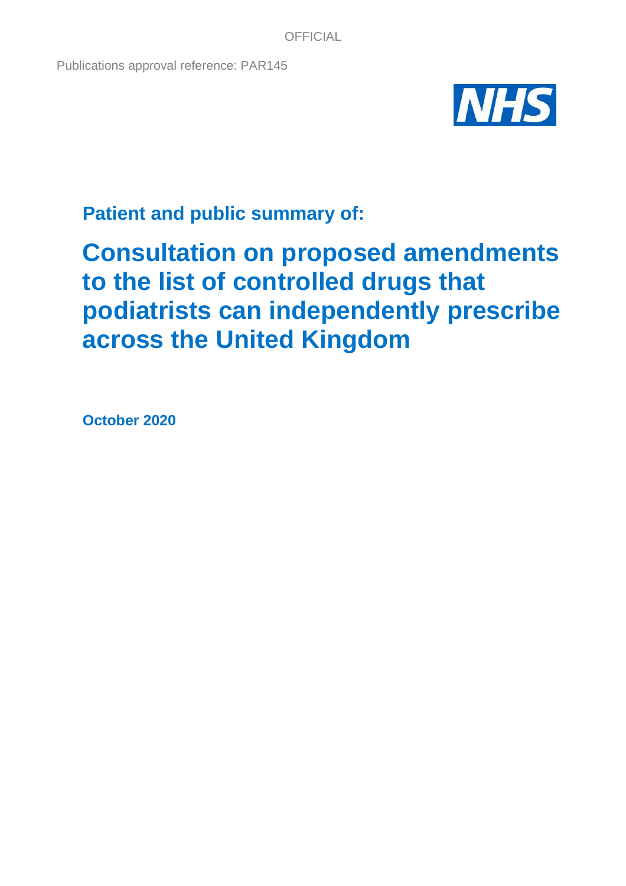OFFICIAL

Publications approval reference: PAR145

NHS

## Patient and public summary of:

# Consultation on proposed amendments to the list of controlled drugs that podiatrists can independently prescribe across the United Kingdom

**October 2020**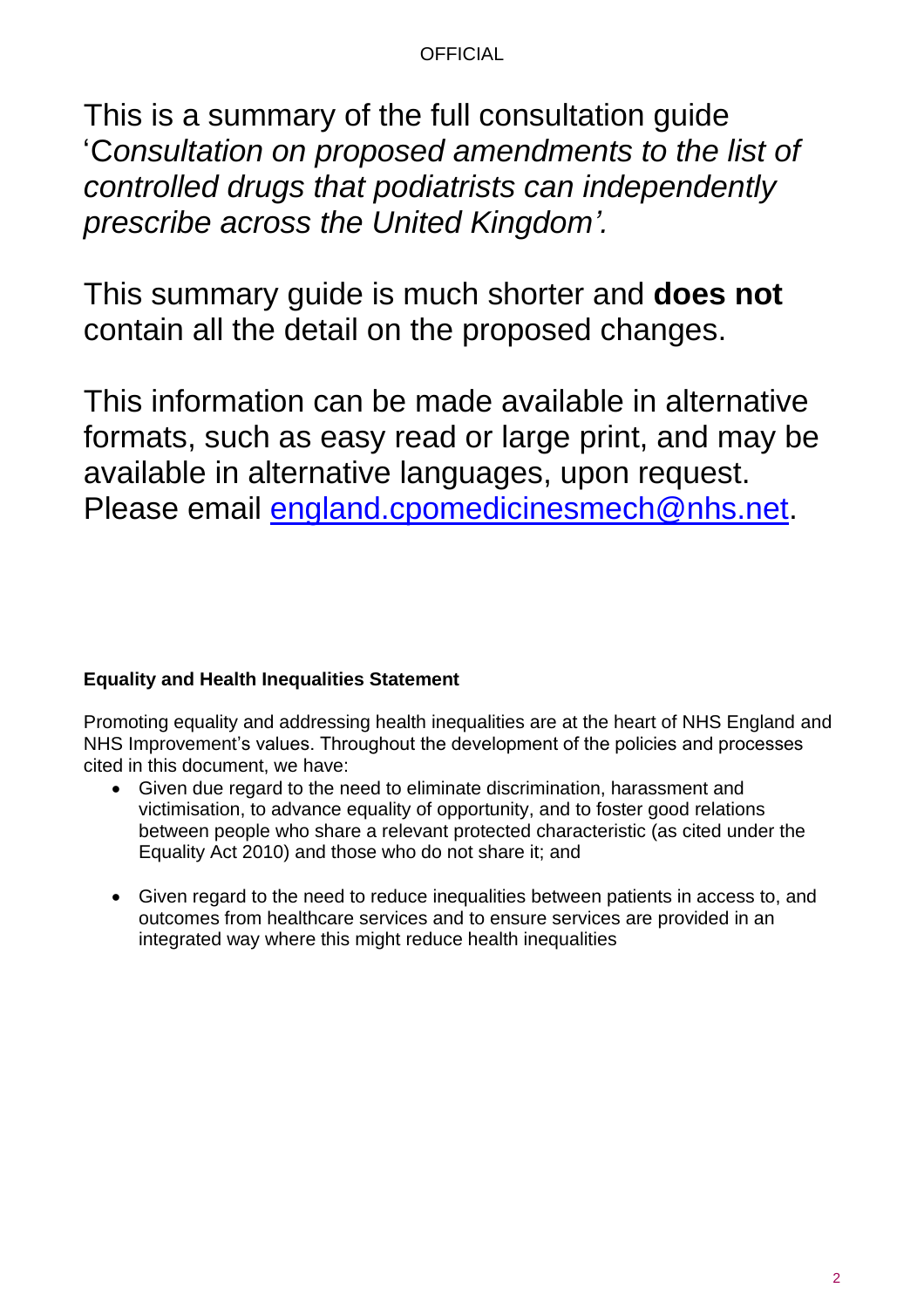This is a summary of the full consultation guide '*Consultation on proposed amendments to the list of controlled drugs that podiatrists can independently prescribe across the United Kingdom'.*

This summary guide is much shorter and **does not** contain all the detail on the proposed changes.

This information can be made available in alternative formats, such as easy read or large print, and may be available in alternative languages, upon request. Please email [england.cpomedicinesmech@nhs.net](mailto:england.cpomedicinesmech@nhs.net).

**Equality and Health Inequalities Statement**

Promoting equality and addressing health inequalities are at the heart of NHS England and NHS Improvement's values. Throughout the development of the policies and processes cited in this document, we have:

- Given due regard to the need to eliminate discrimination, harassment and victimisation, to advance equality of opportunity, and to foster good relations between people who share a relevant protected characteristic (as cited under the Equality Act 2010) and those who do not share it; and

- Given regard to the need to reduce inequalities between patients in access to, and outcomes from healthcare services and to ensure services are provided in an integrated way where this might reduce health inequalities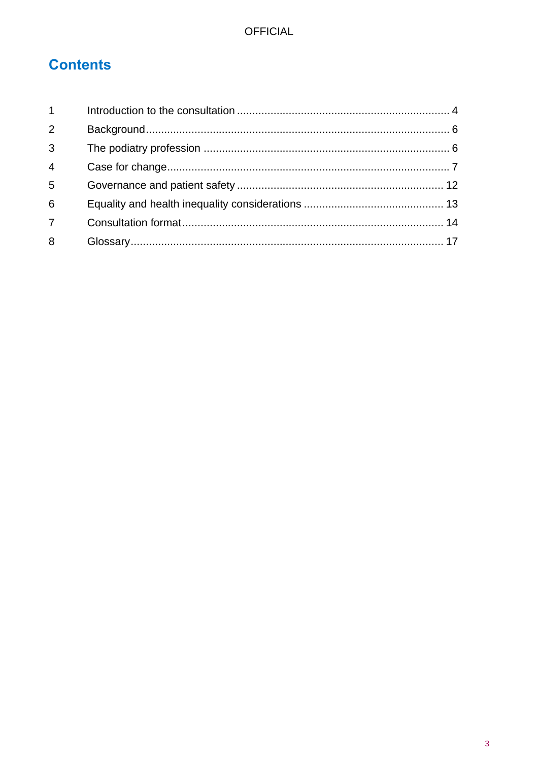# Contents

| | | |
|---|---|---|
| 1 | Introduction to the consultation | 4 |
| 2 | Background | 6 |
| 3 | The podiatry profession | 6 |
| 4 | Case for change | 7 |
| 5 | Governance and patient safety | 12 |
| 6 | Equality and health inequality considerations | 13 |
| 7 | Consultation format | 14 |
| 8 | Glossary | 17 |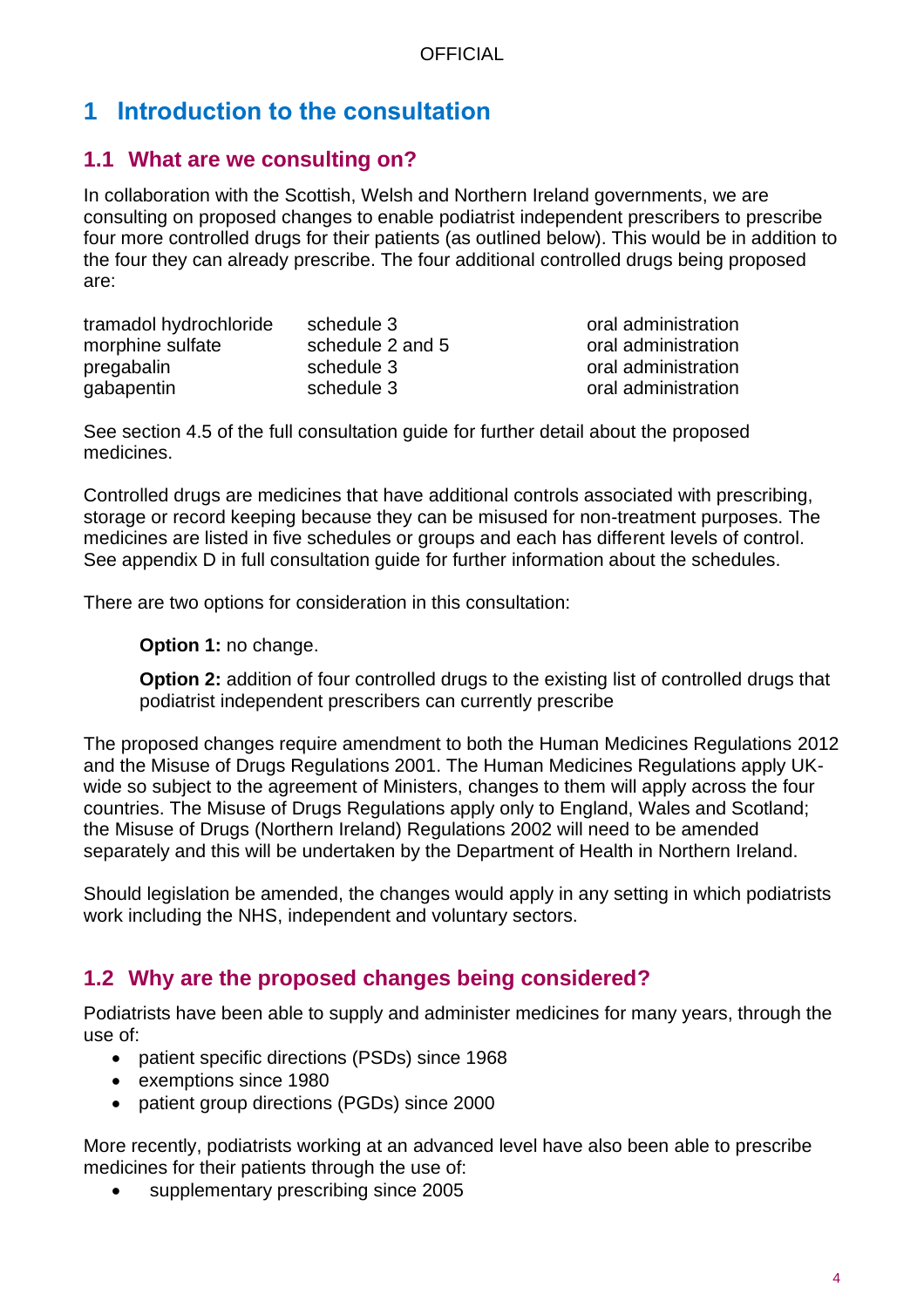# 1 Introduction to the consultation

## 1.1 What are we consulting on?

In collaboration with the Scottish, Welsh and Northern Ireland governments, we are consulting on proposed changes to enable podiatrist independent prescribers to prescribe four more controlled drugs for their patients (as outlined below). This would be in addition to the four they can already prescribe. The four additional controlled drugs being proposed are:

| | | |
|---|---|---|
| tramadol hydrochloride | schedule 3 | oral administration |
| morphine sulfate | schedule 2 and 5 | oral administration |
| pregabalin | schedule 3 | oral administration |
| gabapentin | schedule 3 | oral administration |

See section 4.5 of the full consultation guide for further detail about the proposed medicines.

Controlled drugs are medicines that have additional controls associated with prescribing, storage or record keeping because they can be misused for non-treatment purposes. The medicines are listed in five schedules or groups and each has different levels of control. See appendix D in full consultation guide for further information about the schedules.

There are two options for consideration in this consultation:

> **Option 1:** no change.
>
> **Option 2:** addition of four controlled drugs to the existing list of controlled drugs that podiatrist independent prescribers can currently prescribe

The proposed changes require amendment to both the Human Medicines Regulations 2012 and the Misuse of Drugs Regulations 2001. The Human Medicines Regulations apply UK-wide so subject to the agreement of Ministers, changes to them will apply across the four countries. The Misuse of Drugs Regulations apply only to England, Wales and Scotland; the Misuse of Drugs (Northern Ireland) Regulations 2002 will need to be amended separately and this will be undertaken by the Department of Health in Northern Ireland.

Should legislation be amended, the changes would apply in any setting in which podiatrists work including the NHS, independent and voluntary sectors.

## 1.2 Why are the proposed changes being considered?

Podiatrists have been able to supply and administer medicines for many years, through the use of:

- patient specific directions (PSDs) since 1968
- exemptions since 1980
- patient group directions (PGDs) since 2000

More recently, podiatrists working at an advanced level have also been able to prescribe medicines for their patients through the use of:

- supplementary prescribing since 2005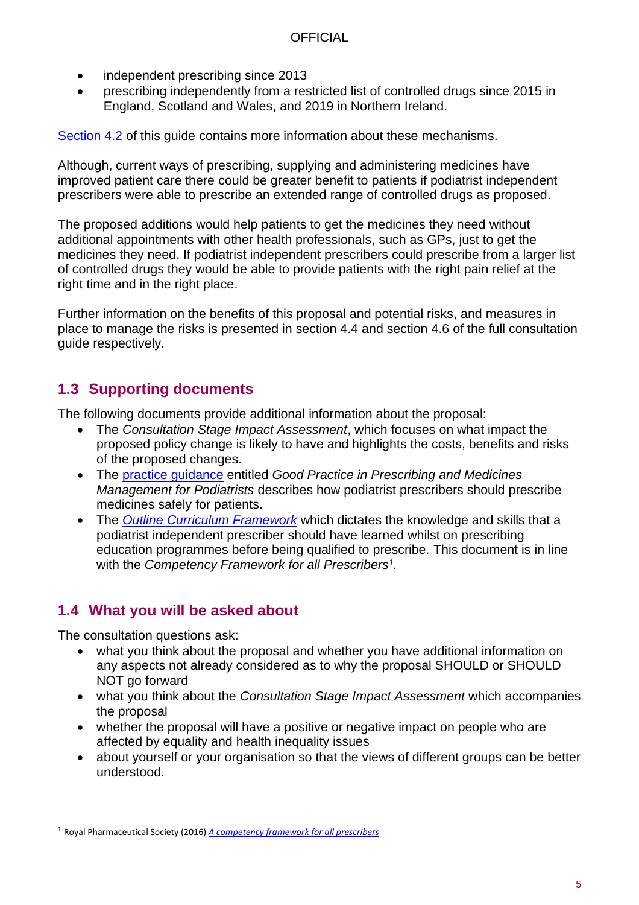- independent prescribing since 2013
- prescribing independently from a restricted list of controlled drugs since 2015 in England, Scotland and Wales, and 2019 in Northern Ireland.

Section 4.2 of this guide contains more information about these mechanisms.

Although, current ways of prescribing, supplying and administering medicines have improved patient care there could be greater benefit to patients if podiatrist independent prescribers were able to prescribe an extended range of controlled drugs as proposed.

The proposed additions would help patients to get the medicines they need without additional appointments with other health professionals, such as GPs, just to get the medicines they need. If podiatrist independent prescribers could prescribe from a larger list of controlled drugs they would be able to provide patients with the right pain relief at the right time and in the right place.

Further information on the benefits of this proposal and potential risks, and measures in place to manage the risks is presented in section 4.4 and section 4.6 of the full consultation guide respectively.

## 1.3 Supporting documents

The following documents provide additional information about the proposal:

- The *Consultation Stage Impact Assessment*, which focuses on what impact the proposed policy change is likely to have and highlights the costs, benefits and risks of the proposed changes.
- The practice guidance entitled *Good Practice in Prescribing and Medicines Management for Podiatrists* describes how podiatrist prescribers should prescribe medicines safely for patients.
- The *Outline Curriculum Framework* which dictates the knowledge and skills that a podiatrist independent prescriber should have learned whilst on prescribing education programmes before being qualified to prescribe. This document is in line with the *Competency Framework for all Prescribers*[1].

## 1.4 What you will be asked about

The consultation questions ask:

- what you think about the proposal and whether you have additional information on any aspects not already considered as to why the proposal SHOULD or SHOULD NOT go forward
- what you think about the *Consultation Stage Impact Assessment* which accompanies the proposal
- whether the proposal will have a positive or negative impact on people who are affected by equality and health inequality issues
- about yourself or your organisation so that the views of different groups can be better understood.

---

[1] Royal Pharmaceutical Society (2016) *A competency framework for all prescribers*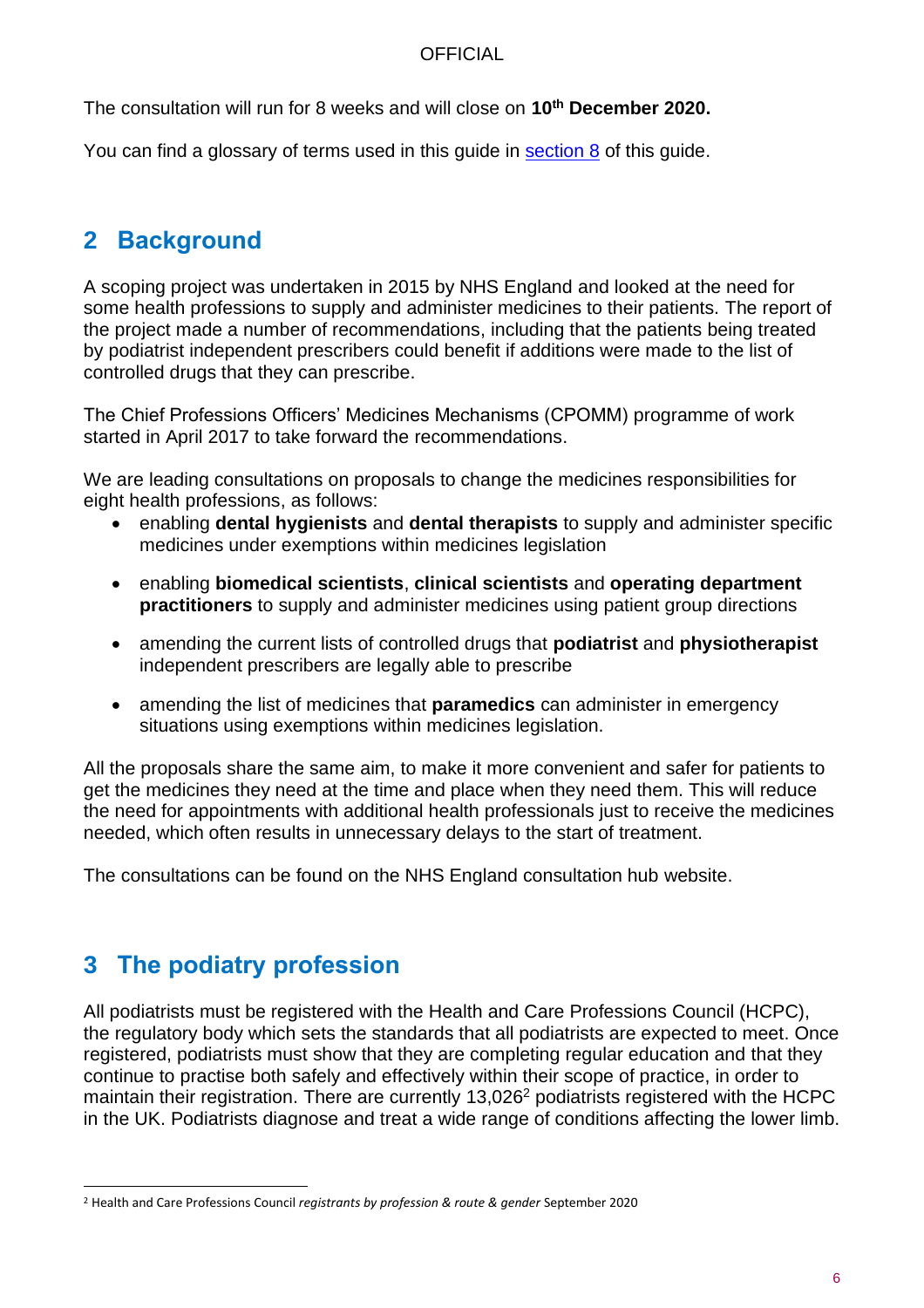The consultation will run for 8 weeks and will close on **10th December 2020.**

You can find a glossary of terms used in this guide in section 8 of this guide.

## 2 Background

A scoping project was undertaken in 2015 by NHS England and looked at the need for some health professions to supply and administer medicines to their patients. The report of the project made a number of recommendations, including that the patients being treated by podiatrist independent prescribers could benefit if additions were made to the list of controlled drugs that they can prescribe.

The Chief Professions Officers' Medicines Mechanisms (CPOMM) programme of work started in April 2017 to take forward the recommendations.

We are leading consultations on proposals to change the medicines responsibilities for eight health professions, as follows:

- enabling **dental hygienists** and **dental therapists** to supply and administer specific medicines under exemptions within medicines legislation
- enabling **biomedical scientists**, **clinical scientists** and **operating department practitioners** to supply and administer medicines using patient group directions
- amending the current lists of controlled drugs that **podiatrist** and **physiotherapist** independent prescribers are legally able to prescribe
- amending the list of medicines that **paramedics** can administer in emergency situations using exemptions within medicines legislation.

All the proposals share the same aim, to make it more convenient and safer for patients to get the medicines they need at the time and place when they need them. This will reduce the need for appointments with additional health professionals just to receive the medicines needed, which often results in unnecessary delays to the start of treatment.

The consultations can be found on the NHS England consultation hub website.

## 3 The podiatry profession

All podiatrists must be registered with the Health and Care Professions Council (HCPC), the regulatory body which sets the standards that all podiatrists are expected to meet. Once registered, podiatrists must show that they are completing regular education and that they continue to practise both safely and effectively within their scope of practice, in order to maintain their registration. There are currently 13,026[2] podiatrists registered with the HCPC in the UK. Podiatrists diagnose and treat a wide range of conditions affecting the lower limb.

[2] Health and Care Professions Council *registrants by profession & route & gender* September 2020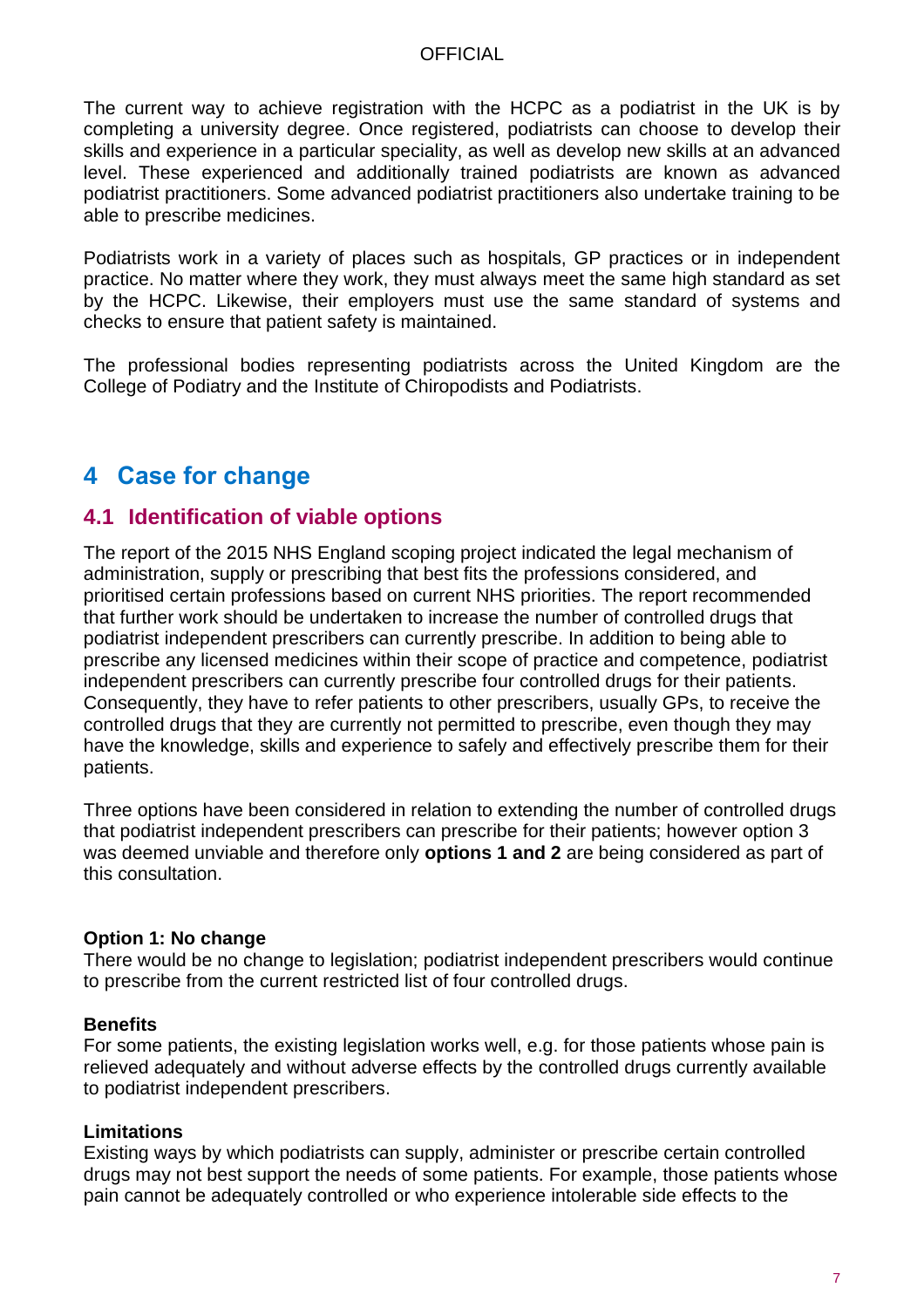The current way to achieve registration with the HCPC as a podiatrist in the UK is by completing a university degree. Once registered, podiatrists can choose to develop their skills and experience in a particular speciality, as well as develop new skills at an advanced level. These experienced and additionally trained podiatrists are known as advanced podiatrist practitioners. Some advanced podiatrist practitioners also undertake training to be able to prescribe medicines.

Podiatrists work in a variety of places such as hospitals, GP practices or in independent practice. No matter where they work, they must always meet the same high standard as set by the HCPC. Likewise, their employers must use the same standard of systems and checks to ensure that patient safety is maintained.

The professional bodies representing podiatrists across the United Kingdom are the College of Podiatry and the Institute of Chiropodists and Podiatrists.

# 4 Case for change

## 4.1 Identification of viable options

The report of the 2015 NHS England scoping project indicated the legal mechanism of administration, supply or prescribing that best fits the professions considered, and prioritised certain professions based on current NHS priorities. The report recommended that further work should be undertaken to increase the number of controlled drugs that podiatrist independent prescribers can currently prescribe. In addition to being able to prescribe any licensed medicines within their scope of practice and competence, podiatrist independent prescribers can currently prescribe four controlled drugs for their patients. Consequently, they have to refer patients to other prescribers, usually GPs, to receive the controlled drugs that they are currently not permitted to prescribe, even though they may have the knowledge, skills and experience to safely and effectively prescribe them for their patients.

Three options have been considered in relation to extending the number of controlled drugs that podiatrist independent prescribers can prescribe for their patients; however option 3 was deemed unviable and therefore only **options 1 and 2** are being considered as part of this consultation.

**Option 1: No change**
There would be no change to legislation; podiatrist independent prescribers would continue to prescribe from the current restricted list of four controlled drugs.

**Benefits**
For some patients, the existing legislation works well, e.g. for those patients whose pain is relieved adequately and without adverse effects by the controlled drugs currently available to podiatrist independent prescribers.

**Limitations**
Existing ways by which podiatrists can supply, administer or prescribe certain controlled drugs may not best support the needs of some patients. For example, those patients whose pain cannot be adequately controlled or who experience intolerable side effects to the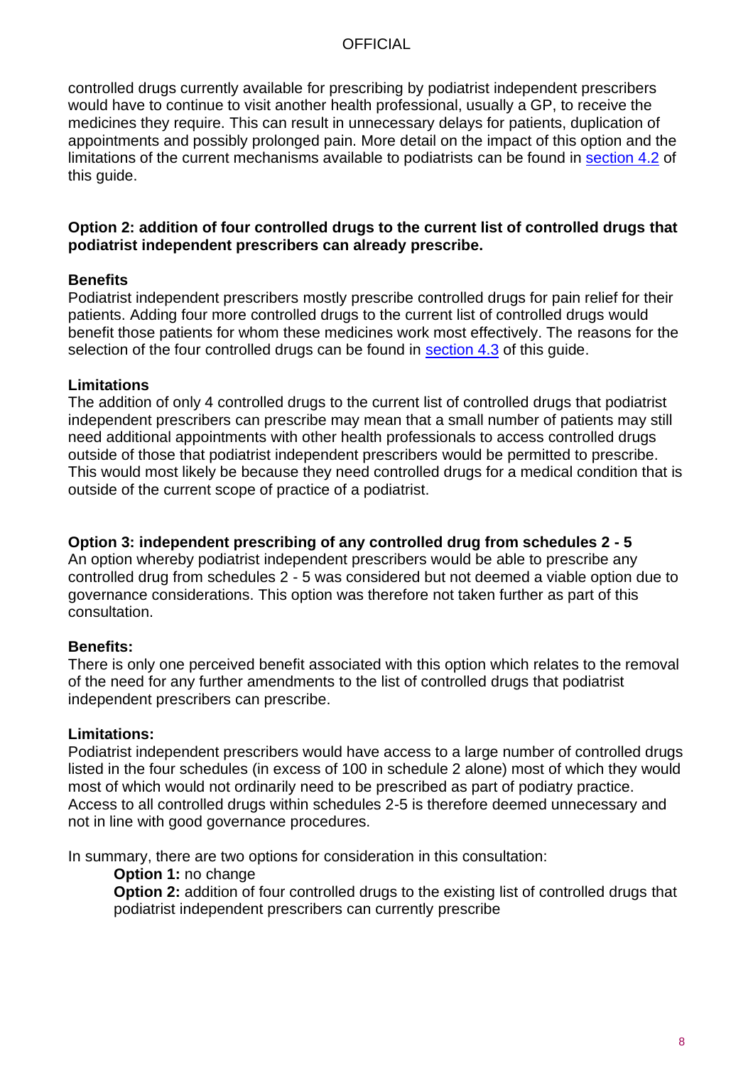controlled drugs currently available for prescribing by podiatrist independent prescribers would have to continue to visit another health professional, usually a GP, to receive the medicines they require. This can result in unnecessary delays for patients, duplication of appointments and possibly prolonged pain. More detail on the impact of this option and the limitations of the current mechanisms available to podiatrists can be found in section 4.2 of this guide.

**Option 2: addition of four controlled drugs to the current list of controlled drugs that podiatrist independent prescribers can already prescribe.**

**Benefits**

Podiatrist independent prescribers mostly prescribe controlled drugs for pain relief for their patients. Adding four more controlled drugs to the current list of controlled drugs would benefit those patients for whom these medicines work most effectively. The reasons for the selection of the four controlled drugs can be found in section 4.3 of this guide.

**Limitations**

The addition of only 4 controlled drugs to the current list of controlled drugs that podiatrist independent prescribers can prescribe may mean that a small number of patients may still need additional appointments with other health professionals to access controlled drugs outside of those that podiatrist independent prescribers would be permitted to prescribe. This would most likely be because they need controlled drugs for a medical condition that is outside of the current scope of practice of a podiatrist.

**Option 3: independent prescribing of any controlled drug from schedules 2 - 5**

An option whereby podiatrist independent prescribers would be able to prescribe any controlled drug from schedules 2 - 5 was considered but not deemed a viable option due to governance considerations. This option was therefore not taken further as part of this consultation.

**Benefits:**

There is only one perceived benefit associated with this option which relates to the removal of the need for any further amendments to the list of controlled drugs that podiatrist independent prescribers can prescribe.

**Limitations:**

Podiatrist independent prescribers would have access to a large number of controlled drugs listed in the four schedules (in excess of 100 in schedule 2 alone) most of which they would most of which would not ordinarily need to be prescribed as part of podiatry practice. Access to all controlled drugs within schedules 2-5 is therefore deemed unnecessary and not in line with good governance procedures.

In summary, there are two options for consideration in this consultation:

**Option 1:** no change

**Option 2:** addition of four controlled drugs to the existing list of controlled drugs that podiatrist independent prescribers can currently prescribe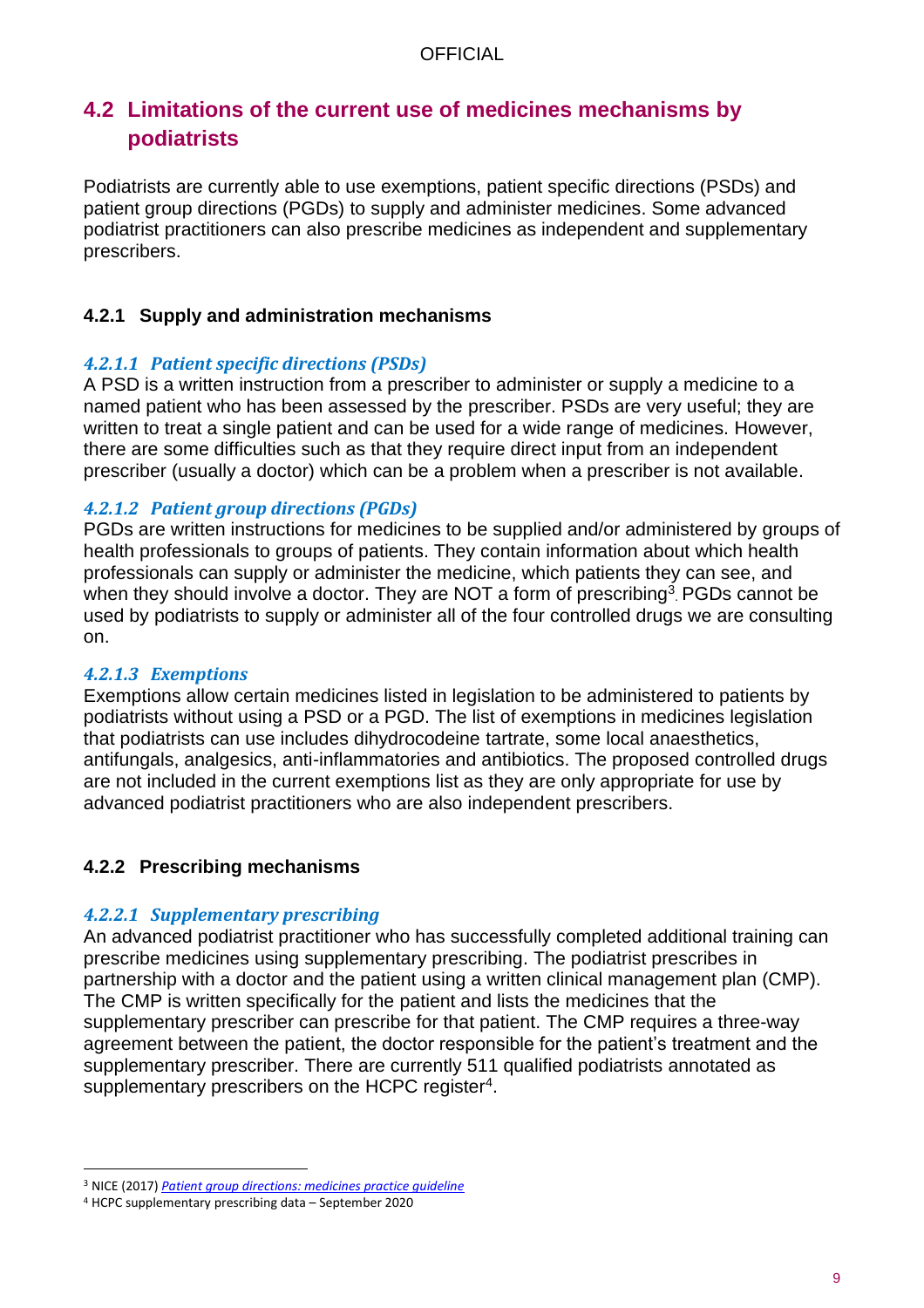## 4.2 Limitations of the current use of medicines mechanisms by podiatrists

Podiatrists are currently able to use exemptions, patient specific directions (PSDs) and patient group directions (PGDs) to supply and administer medicines. Some advanced podiatrist practitioners can also prescribe medicines as independent and supplementary prescribers.

### 4.2.1 Supply and administration mechanisms

#### *4.2.1.1 Patient specific directions (PSDs)*

A PSD is a written instruction from a prescriber to administer or supply a medicine to a named patient who has been assessed by the prescriber. PSDs are very useful; they are written to treat a single patient and can be used for a wide range of medicines. However, there are some difficulties such as that they require direct input from an independent prescriber (usually a doctor) which can be a problem when a prescriber is not available.

#### *4.2.1.2 Patient group directions (PGDs)*

PGDs are written instructions for medicines to be supplied and/or administered by groups of health professionals to groups of patients. They contain information about which health professionals can supply or administer the medicine, which patients they can see, and when they should involve a doctor. They are NOT a form of prescribing[3]. PGDs cannot be used by podiatrists to supply or administer all of the four controlled drugs we are consulting on.

#### *4.2.1.3 Exemptions*

Exemptions allow certain medicines listed in legislation to be administered to patients by podiatrists without using a PSD or a PGD. The list of exemptions in medicines legislation that podiatrists can use includes dihydrocodeine tartrate, some local anaesthetics, antifungals, analgesics, anti-inflammatories and antibiotics. The proposed controlled drugs are not included in the current exemptions list as they are only appropriate for use by advanced podiatrist practitioners who are also independent prescribers.

### 4.2.2 Prescribing mechanisms

#### *4.2.2.1 Supplementary prescribing*

An advanced podiatrist practitioner who has successfully completed additional training can prescribe medicines using supplementary prescribing. The podiatrist prescribes in partnership with a doctor and the patient using a written clinical management plan (CMP). The CMP is written specifically for the patient and lists the medicines that the supplementary prescriber can prescribe for that patient. The CMP requires a three-way agreement between the patient, the doctor responsible for the patient's treatment and the supplementary prescriber. There are currently 511 qualified podiatrists annotated as supplementary prescribers on the HCPC register[4].

---

[3] NICE (2017) *Patient group directions: medicines practice guideline*

[4] HCPC supplementary prescribing data – September 2020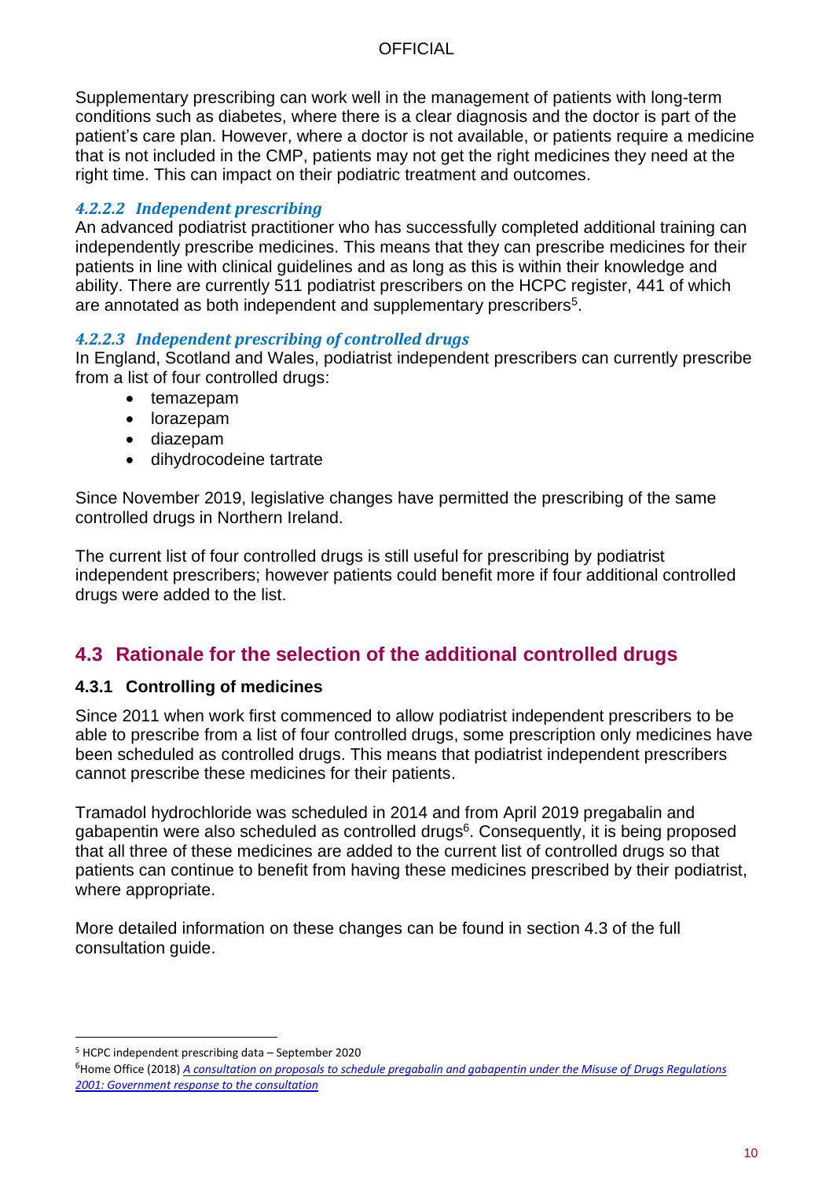Supplementary prescribing can work well in the management of patients with long-term conditions such as diabetes, where there is a clear diagnosis and the doctor is part of the patient's care plan. However, where a doctor is not available, or patients require a medicine that is not included in the CMP, patients may not get the right medicines they need at the right time. This can impact on their podiatric treatment and outcomes.

#### *4.2.2.2 Independent prescribing*

An advanced podiatrist practitioner who has successfully completed additional training can independently prescribe medicines. This means that they can prescribe medicines for their patients in line with clinical guidelines and as long as this is within their knowledge and ability. There are currently 511 podiatrist prescribers on the HCPC register, 441 of which are annotated as both independent and supplementary prescribers[5].

#### *4.2.2.3 Independent prescribing of controlled drugs*

In England, Scotland and Wales, podiatrist independent prescribers can currently prescribe from a list of four controlled drugs:

- temazepam
- lorazepam
- diazepam
- dihydrocodeine tartrate

Since November 2019, legislative changes have permitted the prescribing of the same controlled drugs in Northern Ireland.

The current list of four controlled drugs is still useful for prescribing by podiatrist independent prescribers; however patients could benefit more if four additional controlled drugs were added to the list.

## 4.3 Rationale for the selection of the additional controlled drugs

### 4.3.1 Controlling of medicines

Since 2011 when work first commenced to allow podiatrist independent prescribers to be able to prescribe from a list of four controlled drugs, some prescription only medicines have been scheduled as controlled drugs. This means that podiatrist independent prescribers cannot prescribe these medicines for their patients.

Tramadol hydrochloride was scheduled in 2014 and from April 2019 pregabalin and gabapentin were also scheduled as controlled drugs[6]. Consequently, it is being proposed that all three of these medicines are added to the current list of controlled drugs so that patients can continue to benefit from having these medicines prescribed by their podiatrist, where appropriate.

More detailed information on these changes can be found in section 4.3 of the full consultation guide.

---

[5] HCPC independent prescribing data – September 2020

[6] Home Office (2018) *A consultation on proposals to schedule pregabalin and gabapentin under the Misuse of Drugs Regulations 2001: Government response to the consultation*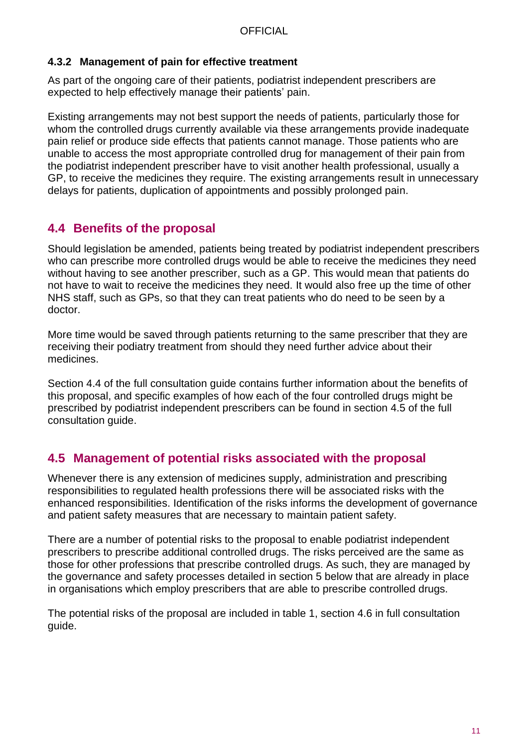### 4.3.2 Management of pain for effective treatment

As part of the ongoing care of their patients, podiatrist independent prescribers are expected to help effectively manage their patients' pain.

Existing arrangements may not best support the needs of patients, particularly those for whom the controlled drugs currently available via these arrangements provide inadequate pain relief or produce side effects that patients cannot manage. Those patients who are unable to access the most appropriate controlled drug for management of their pain from the podiatrist independent prescriber have to visit another health professional, usually a GP, to receive the medicines they require. The existing arrangements result in unnecessary delays for patients, duplication of appointments and possibly prolonged pain.

## 4.4 Benefits of the proposal

Should legislation be amended, patients being treated by podiatrist independent prescribers who can prescribe more controlled drugs would be able to receive the medicines they need without having to see another prescriber, such as a GP. This would mean that patients do not have to wait to receive the medicines they need. It would also free up the time of other NHS staff, such as GPs, so that they can treat patients who do need to be seen by a doctor.

More time would be saved through patients returning to the same prescriber that they are receiving their podiatry treatment from should they need further advice about their medicines.

Section 4.4 of the full consultation guide contains further information about the benefits of this proposal, and specific examples of how each of the four controlled drugs might be prescribed by podiatrist independent prescribers can be found in section 4.5 of the full consultation guide.

## 4.5 Management of potential risks associated with the proposal

Whenever there is any extension of medicines supply, administration and prescribing responsibilities to regulated health professions there will be associated risks with the enhanced responsibilities. Identification of the risks informs the development of governance and patient safety measures that are necessary to maintain patient safety.

There are a number of potential risks to the proposal to enable podiatrist independent prescribers to prescribe additional controlled drugs. The risks perceived are the same as those for other professions that prescribe controlled drugs. As such, they are managed by the governance and safety processes detailed in section 5 below that are already in place in organisations which employ prescribers that are able to prescribe controlled drugs.

The potential risks of the proposal are included in table 1, section 4.6 in full consultation guide.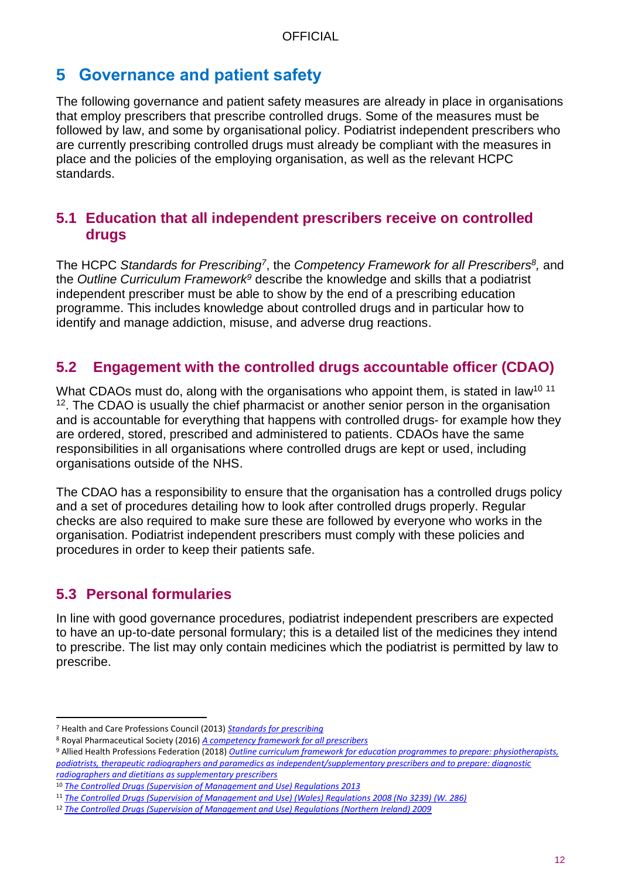## 5 Governance and patient safety

The following governance and patient safety measures are already in place in organisations that employ prescribers that prescribe controlled drugs. Some of the measures must be followed by law, and some by organisational policy. Podiatrist independent prescribers who are currently prescribing controlled drugs must already be compliant with the measures in place and the policies of the employing organisation, as well as the relevant HCPC standards.

### 5.1 Education that all independent prescribers receive on controlled drugs

The HCPC *Standards for Prescribing*[7], the *Competency Framework for all Prescribers*[8], and the *Outline Curriculum Framework*[9] describe the knowledge and skills that a podiatrist independent prescriber must be able to show by the end of a prescribing education programme. This includes knowledge about controlled drugs and in particular how to identify and manage addiction, misuse, and adverse drug reactions.

### 5.2 Engagement with the controlled drugs accountable officer (CDAO)

What CDAOs must do, along with the organisations who appoint them, is stated in law[10] [11] [12]. The CDAO is usually the chief pharmacist or another senior person in the organisation and is accountable for everything that happens with controlled drugs- for example how they are ordered, stored, prescribed and administered to patients. CDAOs have the same responsibilities in all organisations where controlled drugs are kept or used, including organisations outside of the NHS.

The CDAO has a responsibility to ensure that the organisation has a controlled drugs policy and a set of procedures detailing how to look after controlled drugs properly. Regular checks are also required to make sure these are followed by everyone who works in the organisation. Podiatrist independent prescribers must comply with these policies and procedures in order to keep their patients safe.

### 5.3 Personal formularies

In line with good governance procedures, podiatrist independent prescribers are expected to have an up-to-date personal formulary; this is a detailed list of the medicines they intend to prescribe. The list may only contain medicines which the podiatrist is permitted by law to prescribe.

---

[7] Health and Care Professions Council (2013) *Standards for prescribing*

[8] Royal Pharmaceutical Society (2016) *A competency framework for all prescribers*

[9] Allied Health Professions Federation (2018) *Outline curriculum framework for education programmes to prepare: physiotherapists, podiatrists, therapeutic radiographers and paramedics as independent/supplementary prescribers and to prepare: diagnostic radiographers and dietitians as supplementary prescribers*

[10] *The Controlled Drugs (Supervision of Management and Use) Regulations 2013*

[11] *The Controlled Drugs (Supervision of Management and Use) (Wales) Regulations 2008 (No 3239) (W. 286)*

[12] *The Controlled Drugs (Supervision of Management and Use) Regulations (Northern Ireland) 2009*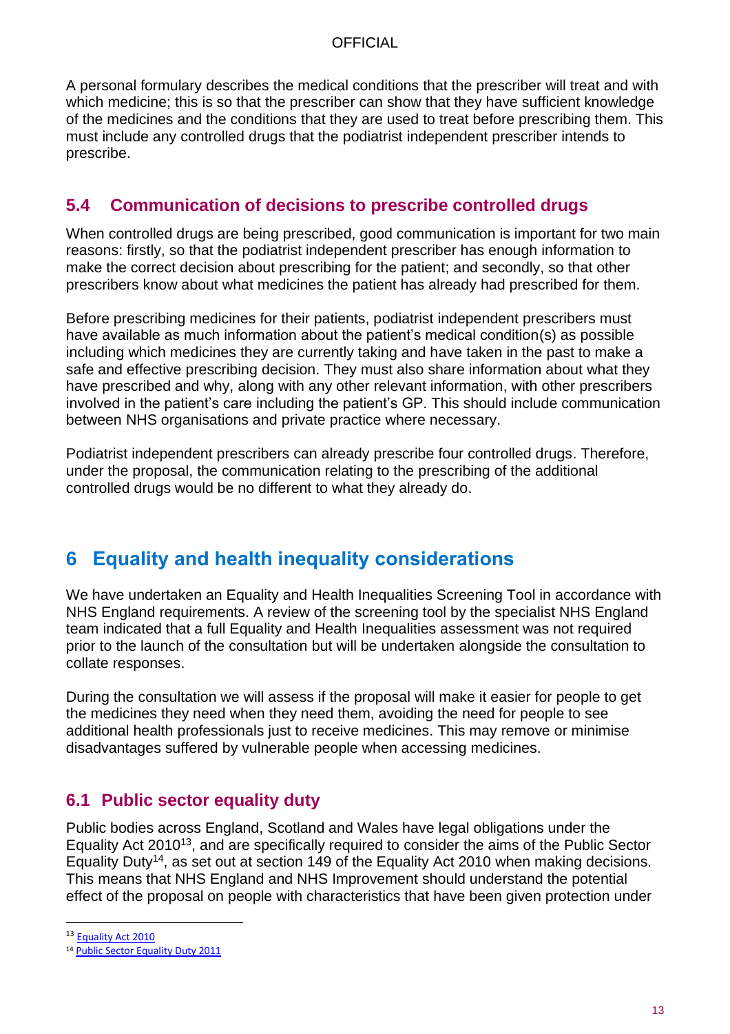A personal formulary describes the medical conditions that the prescriber will treat and with which medicine; this is so that the prescriber can show that they have sufficient knowledge of the medicines and the conditions that they are used to treat before prescribing them. This must include any controlled drugs that the podiatrist independent prescriber intends to prescribe.

### 5.4 Communication of decisions to prescribe controlled drugs

When controlled drugs are being prescribed, good communication is important for two main reasons: firstly, so that the podiatrist independent prescriber has enough information to make the correct decision about prescribing for the patient; and secondly, so that other prescribers know about what medicines the patient has already had prescribed for them.

Before prescribing medicines for their patients, podiatrist independent prescribers must have available as much information about the patient's medical condition(s) as possible including which medicines they are currently taking and have taken in the past to make a safe and effective prescribing decision. They must also share information about what they have prescribed and why, along with any other relevant information, with other prescribers involved in the patient's care including the patient's GP. This should include communication between NHS organisations and private practice where necessary.

Podiatrist independent prescribers can already prescribe four controlled drugs. Therefore, under the proposal, the communication relating to the prescribing of the additional controlled drugs would be no different to what they already do.

## 6 Equality and health inequality considerations

We have undertaken an Equality and Health Inequalities Screening Tool in accordance with NHS England requirements. A review of the screening tool by the specialist NHS England team indicated that a full Equality and Health Inequalities assessment was not required prior to the launch of the consultation but will be undertaken alongside the consultation to collate responses.

During the consultation we will assess if the proposal will make it easier for people to get the medicines they need when they need them, avoiding the need for people to see additional health professionals just to receive medicines. This may remove or minimise disadvantages suffered by vulnerable people when accessing medicines.

### 6.1 Public sector equality duty

Public bodies across England, Scotland and Wales have legal obligations under the Equality Act 2010[13], and are specifically required to consider the aims of the Public Sector Equality Duty[14], as set out at section 149 of the Equality Act 2010 when making decisions. This means that NHS England and NHS Improvement should understand the potential effect of the proposal on people with characteristics that have been given protection under

---

[13] Equality Act 2010

[14] Public Sector Equality Duty 2011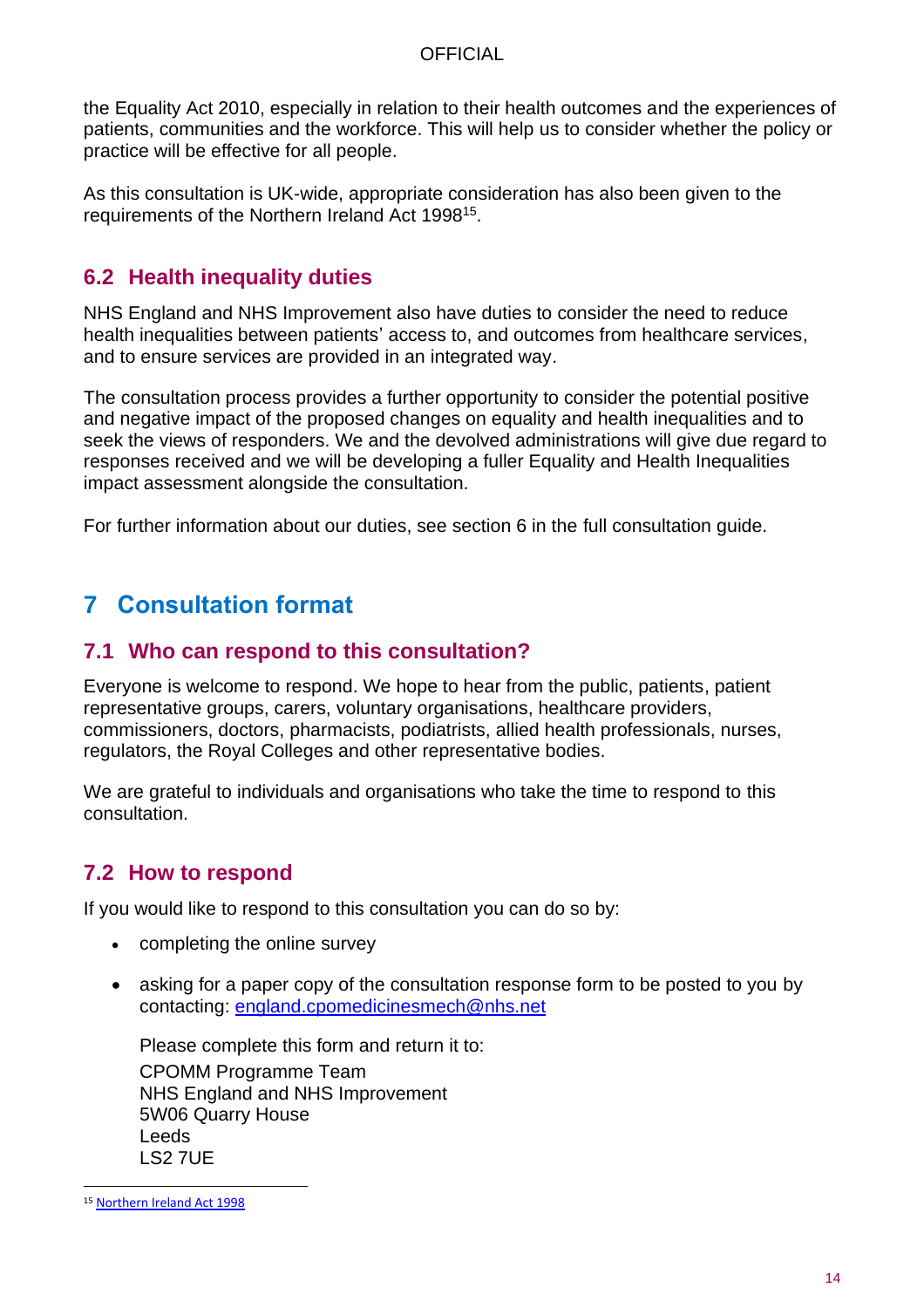the Equality Act 2010, especially in relation to their health outcomes and the experiences of patients, communities and the workforce. This will help us to consider whether the policy or practice will be effective for all people.

As this consultation is UK-wide, appropriate consideration has also been given to the requirements of the Northern Ireland Act 1998[15].

## 6.2 Health inequality duties

NHS England and NHS Improvement also have duties to consider the need to reduce health inequalities between patients' access to, and outcomes from healthcare services, and to ensure services are provided in an integrated way.

The consultation process provides a further opportunity to consider the potential positive and negative impact of the proposed changes on equality and health inequalities and to seek the views of responders. We and the devolved administrations will give due regard to responses received and we will be developing a fuller Equality and Health Inequalities impact assessment alongside the consultation.

For further information about our duties, see section 6 in the full consultation guide.

# 7 Consultation format

## 7.1 Who can respond to this consultation?

Everyone is welcome to respond. We hope to hear from the public, patients, patient representative groups, carers, voluntary organisations, healthcare providers, commissioners, doctors, pharmacists, podiatrists, allied health professionals, nurses, regulators, the Royal Colleges and other representative bodies.

We are grateful to individuals and organisations who take the time to respond to this consultation.

## 7.2 How to respond

If you would like to respond to this consultation you can do so by:

- completing the online survey
- asking for a paper copy of the consultation response form to be posted to you by contacting: england.cpomedicinesmech@nhs.net

  Please complete this form and return it to:
  CPOMM Programme Team
  NHS England and NHS Improvement
  5W06 Quarry House
  Leeds
  LS2 7UE

---

[15] Northern Ireland Act 1998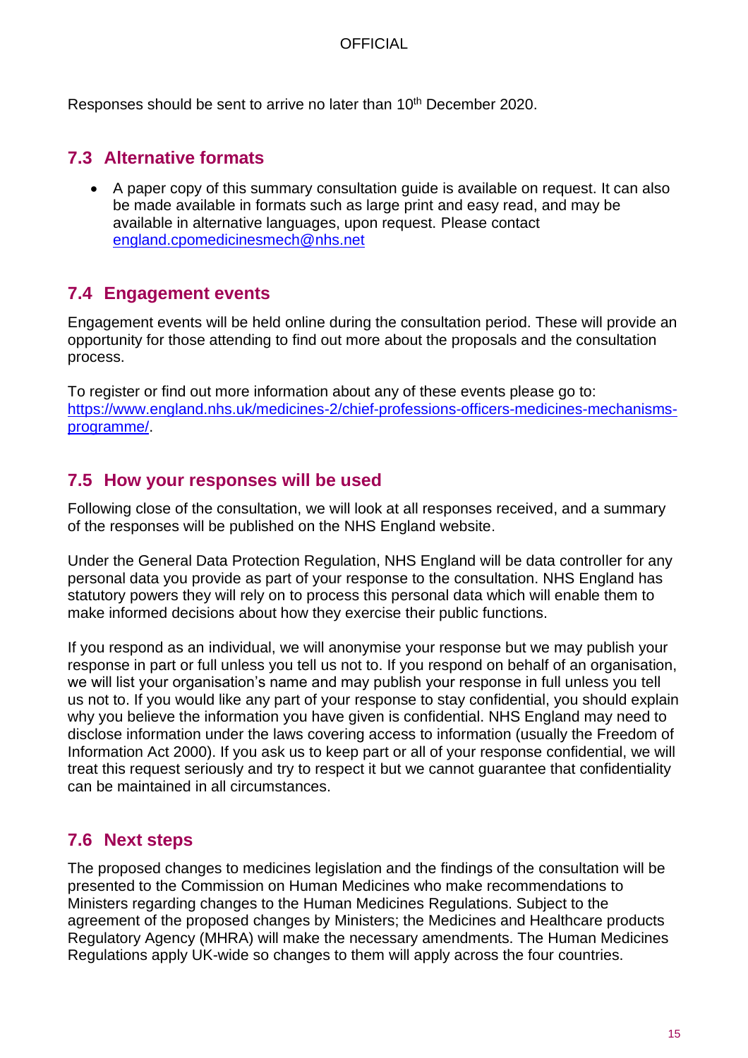Responses should be sent to arrive no later than 10th December 2020.

## 7.3 Alternative formats

- A paper copy of this summary consultation guide is available on request. It can also be made available in formats such as large print and easy read, and may be available in alternative languages, upon request. Please contact england.cpomedicinesmech@nhs.net

## 7.4 Engagement events

Engagement events will be held online during the consultation period. These will provide an opportunity for those attending to find out more about the proposals and the consultation process.

To register or find out more information about any of these events please go to: https://www.england.nhs.uk/medicines-2/chief-professions-officers-medicines-mechanisms-programme/.

## 7.5 How your responses will be used

Following close of the consultation, we will look at all responses received, and a summary of the responses will be published on the NHS England website.

Under the General Data Protection Regulation, NHS England will be data controller for any personal data you provide as part of your response to the consultation. NHS England has statutory powers they will rely on to process this personal data which will enable them to make informed decisions about how they exercise their public functions.

If you respond as an individual, we will anonymise your response but we may publish your response in part or full unless you tell us not to. If you respond on behalf of an organisation, we will list your organisation's name and may publish your response in full unless you tell us not to. If you would like any part of your response to stay confidential, you should explain why you believe the information you have given is confidential. NHS England may need to disclose information under the laws covering access to information (usually the Freedom of Information Act 2000). If you ask us to keep part or all of your response confidential, we will treat this request seriously and try to respect it but we cannot guarantee that confidentiality can be maintained in all circumstances.

## 7.6 Next steps

The proposed changes to medicines legislation and the findings of the consultation will be presented to the Commission on Human Medicines who make recommendations to Ministers regarding changes to the Human Medicines Regulations. Subject to the agreement of the proposed changes by Ministers; the Medicines and Healthcare products Regulatory Agency (MHRA) will make the necessary amendments. The Human Medicines Regulations apply UK-wide so changes to them will apply across the four countries.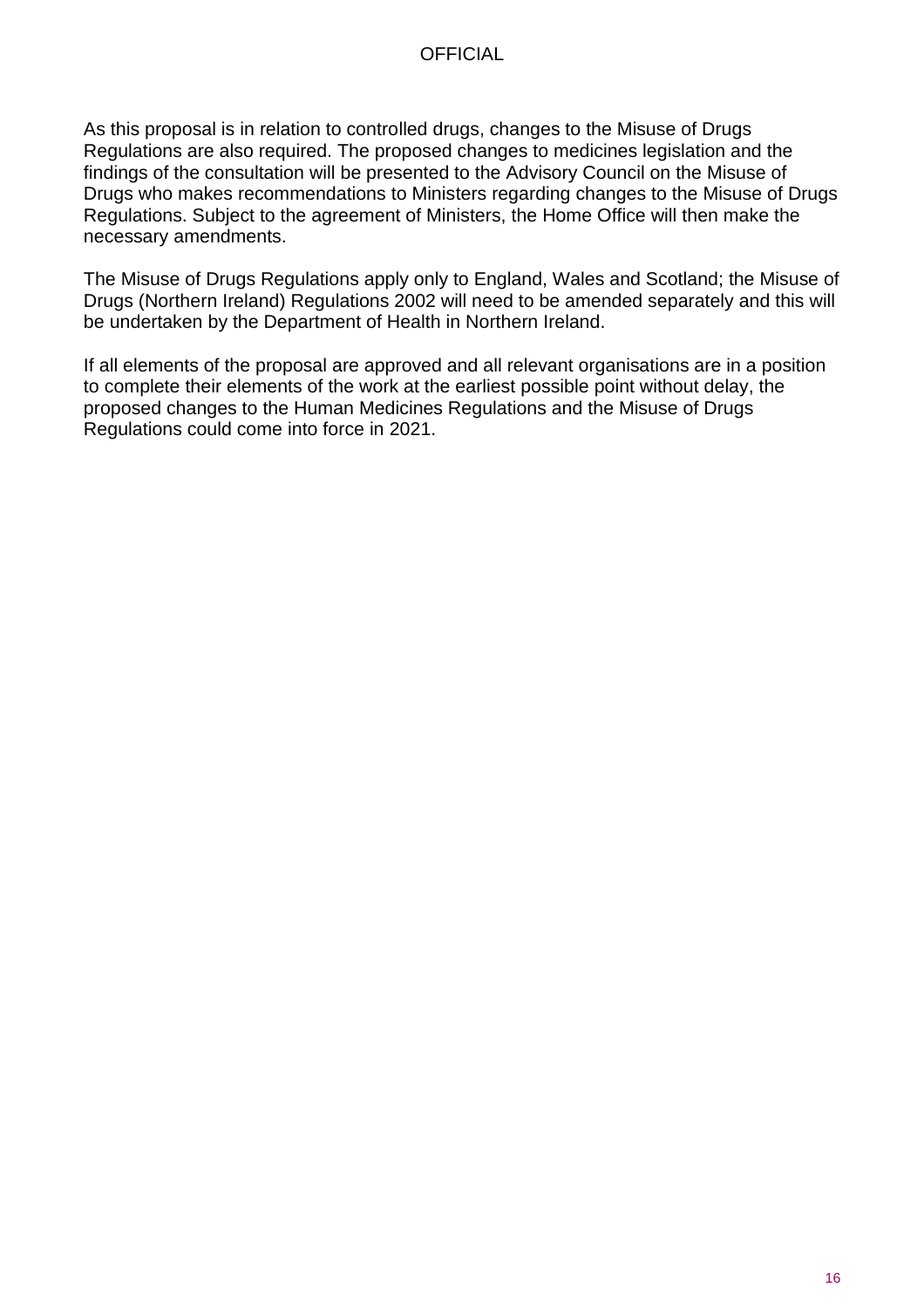As this proposal is in relation to controlled drugs, changes to the Misuse of Drugs Regulations are also required. The proposed changes to medicines legislation and the findings of the consultation will be presented to the Advisory Council on the Misuse of Drugs who makes recommendations to Ministers regarding changes to the Misuse of Drugs Regulations. Subject to the agreement of Ministers, the Home Office will then make the necessary amendments.

The Misuse of Drugs Regulations apply only to England, Wales and Scotland; the Misuse of Drugs (Northern Ireland) Regulations 2002 will need to be amended separately and this will be undertaken by the Department of Health in Northern Ireland.

If all elements of the proposal are approved and all relevant organisations are in a position to complete their elements of the work at the earliest possible point without delay, the proposed changes to the Human Medicines Regulations and the Misuse of Drugs Regulations could come into force in 2021.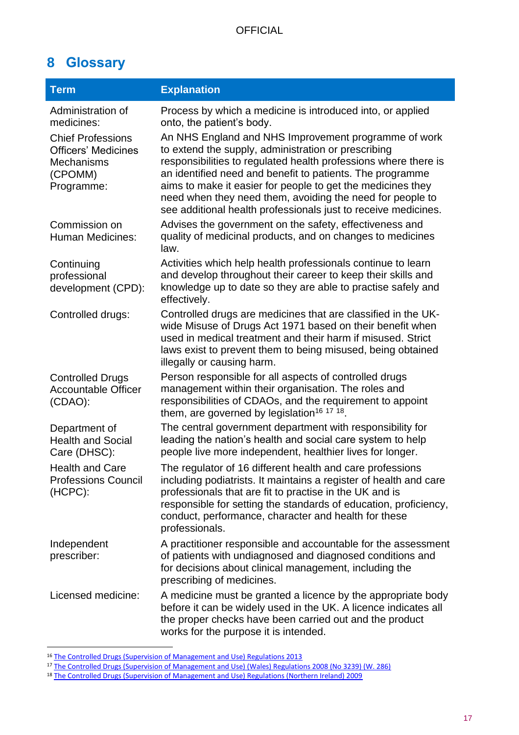## 8 Glossary

| Term | Explanation |
| --- | --- |
| Administration of medicines: | Process by which a medicine is introduced into, or applied onto, the patient's body. |
| Chief Professions Officers' Medicines Mechanisms (CPOMM) Programme: | An NHS England and NHS Improvement programme of work to extend the supply, administration or prescribing responsibilities to regulated health professions where there is an identified need and benefit to patients. The programme aims to make it easier for people to get the medicines they need when they need them, avoiding the need for people to see additional health professionals just to receive medicines. |
| Commission on Human Medicines: | Advises the government on the safety, effectiveness and quality of medicinal products, and on changes to medicines law. |
| Continuing professional development (CPD): | Activities which help health professionals continue to learn and develop throughout their career to keep their skills and knowledge up to date so they are able to practise safely and effectively. |
| Controlled drugs: | Controlled drugs are medicines that are classified in the UK-wide Misuse of Drugs Act 1971 based on their benefit when used in medical treatment and their harm if misused. Strict laws exist to prevent them to being misused, being obtained illegally or causing harm. |
| Controlled Drugs Accountable Officer (CDAO): | Person responsible for all aspects of controlled drugs management within their organisation. The roles and responsibilities of CDAOs, and the requirement to appoint them, are governed by legislation[16] [17] [18]. |
| Department of Health and Social Care (DHSC): | The central government department with responsibility for leading the nation's health and social care system to help people live more independent, healthier lives for longer. |
| Health and Care Professions Council (HCPC): | The regulator of 16 different health and care professions including podiatrists. It maintains a register of health and care professionals that are fit to practise in the UK and is responsible for setting the standards of education, proficiency, conduct, performance, character and health for these professionals. |
| Independent prescriber: | A practitioner responsible and accountable for the assessment of patients with undiagnosed and diagnosed conditions and for decisions about clinical management, including the prescribing of medicines. |
| Licensed medicine: | A medicine must be granted a licence by the appropriate body before it can be widely used in the UK. A licence indicates all the proper checks have been carried out and the product works for the purpose it is intended. |

[16] The Controlled Drugs (Supervision of Management and Use) Regulations 2013

[17] The Controlled Drugs (Supervision of Management and Use) (Wales) Regulations 2008 (No 3239) (W. 286)

[18] The Controlled Drugs (Supervision of Management and Use) Regulations (Northern Ireland) 2009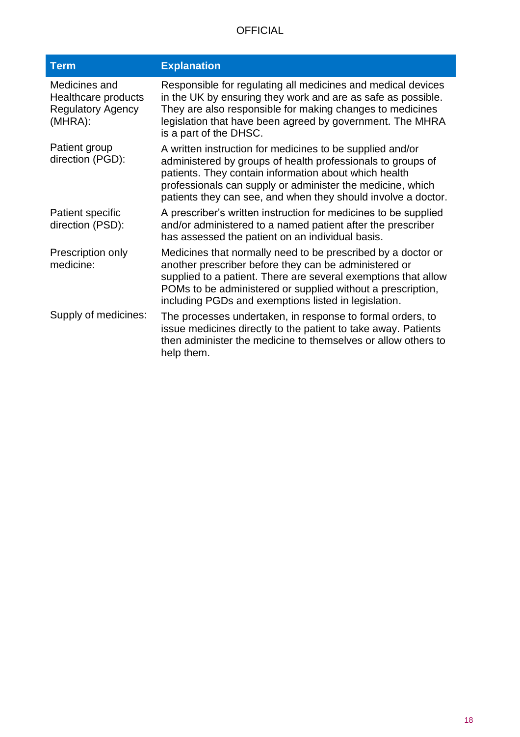| Term | Explanation |
|---|---|
| Medicines and Healthcare products Regulatory Agency (MHRA): | Responsible for regulating all medicines and medical devices in the UK by ensuring they work and are as safe as possible. They are also responsible for making changes to medicines legislation that have been agreed by government. The MHRA is a part of the DHSC. |
| Patient group direction (PGD): | A written instruction for medicines to be supplied and/or administered by groups of health professionals to groups of patients. They contain information about which health professionals can supply or administer the medicine, which patients they can see, and when they should involve a doctor. |
| Patient specific direction (PSD): | A prescriber's written instruction for medicines to be supplied and/or administered to a named patient after the prescriber has assessed the patient on an individual basis. |
| Prescription only medicine: | Medicines that normally need to be prescribed by a doctor or another prescriber before they can be administered or supplied to a patient. There are several exemptions that allow POMs to be administered or supplied without a prescription, including PGDs and exemptions listed in legislation. |
| Supply of medicines: | The processes undertaken, in response to formal orders, to issue medicines directly to the patient to take away. Patients then administer the medicine to themselves or allow others to help them. |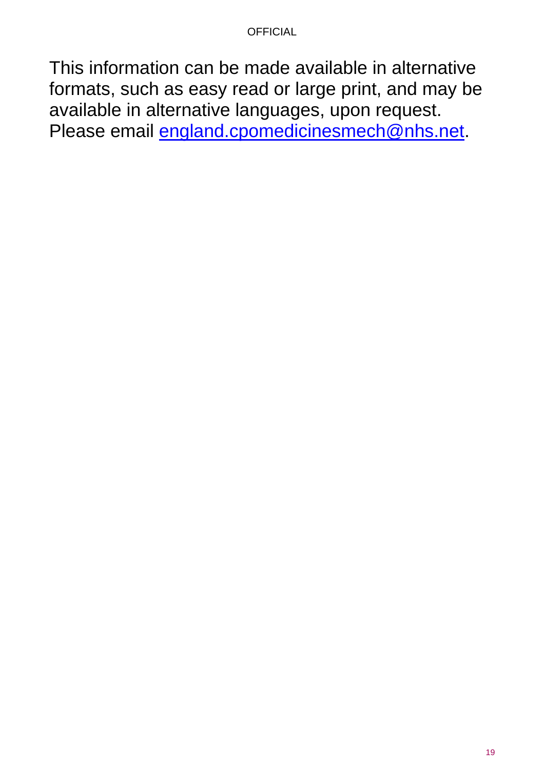This information can be made available in alternative formats, such as easy read or large print, and may be available in alternative languages, upon request. Please email england.cpomedicinesmech@nhs.net.